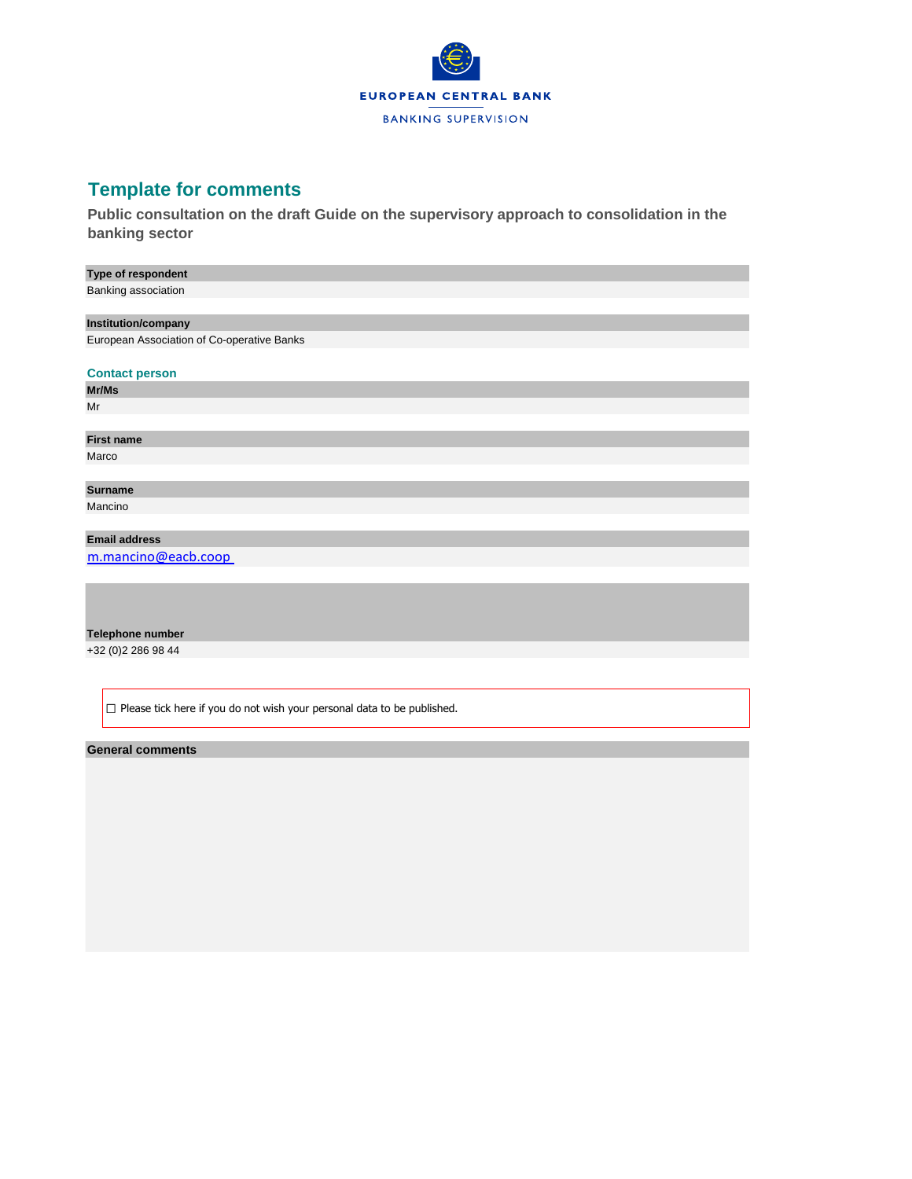EUROPEAN CENTRAL BANK

BANKING SUPERVISION

# Template for comments

## Public consultation on the draft Guide on the supervisory approach to consolidation in the banking sector

**Type of respondent**

Banking association

**Institution/company**

European Association of Co-operative Banks

### Contact person

**Mr/Ms**

Mr

**First name**

Marco

**Surname**

Mancino

**Email address**

m.mancino@eacb.coop

**Telephone number**

+32 (0)2 286 98 44

☐ Please tick here if you do not wish your personal data to be published.

**General comments**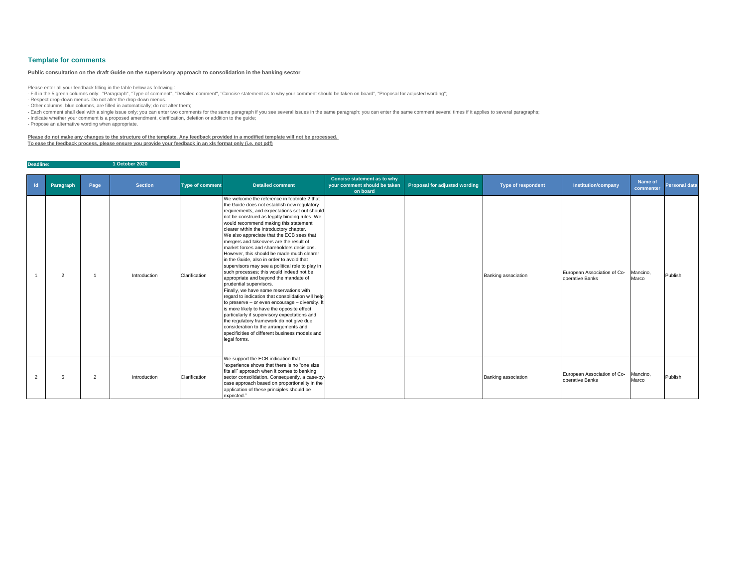## Template for comments

**Public consultation on the draft Guide on the supervisory approach to consolidation in the banking sector**

Please enter all your feedback filling in the table below as following :
- Fill in the 5 green columns only: "Paragraph", "Type of comment", "Detailed comment", "Concise statement as to why your comment should be taken on board", "Proposal for adjusted wording";
- Respect drop-down menus. Do not alter the drop-down menus.
- Other columns, blue columns, are filled in automatically; do not alter them;
- Each comment shall deal with a single issue only; you can enter two comments for the same paragraph if you see several issues in the same paragraph; you can enter the same comment several times if it applies to several paragraphs;
- Indicate whether your comment is a proposed amendment, clarification, deletion or addition to the guide;
- Propose an alternative wording when appropriate.

**Please do not make any changes to the structure of the template. Any feedback provided in a modified template will not be processed.**
**To ease the feedback process, please ensure you provide your feedback in an xls format only (i.e. not pdf)**

**Deadline: 1 October 2020**

| Id | Paragraph | Page | Section | Type of comment | Detailed comment | Concise statement as to why your comment should be taken on board | Proposal for adjusted wording | Type of respondent | Institution/company | Name of commenter | Personal data |
|---|---|---|---|---|---|---|---|---|---|---|---|
| 1 | 2 | 1 | Introduction | Clarification | We welcome the reference in footnote 2 that the Guide does not establish new regulatory requirements, and expectations set out should not be construed as legally binding rules. We would recommend making this statement clearer within the introductory chapter. We also appreciate that the ECB sees that mergers and takeovers are the result of market forces and shareholders decisions. However, this should be made much clearer in the Guide, also in order to avoid that supervisors may see a political role to play in such processes; this would indeed not be appropriate and beyond the mandate of prudential supervisors. Finally, we have some reservations with regard to indication that consolidation will help to preserve – or even encourage – diversity. It is more likely to have the opposite effect particularly if supervisory expectations and the regulatory framework do not give due consideration to the arrangements and specificities of different business models and legal forms. | | | Banking association | European Association of Co-operative Banks | Mancino, Marco | Publish |
| 2 | 5 | 2 | Introduction | Clarification | We support the ECB indication that "experience shows that there is no "one size fits all" approach when it comes to banking sector consolidation. Consequently, a case-by-case approach based on proportionality in the application of these principles should be expected." | | | Banking association | European Association of Co-operative Banks | Mancino, Marco | Publish |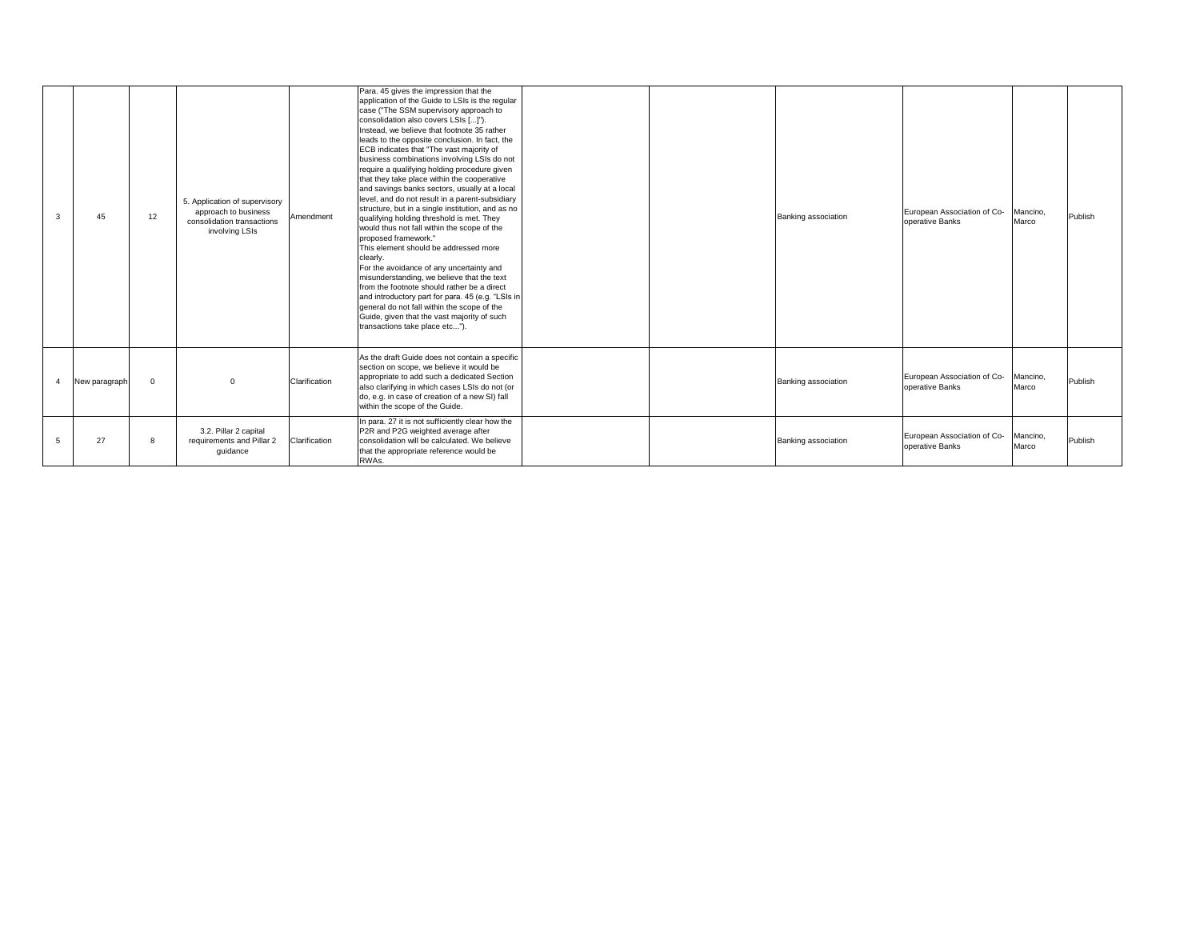| | | | | | | | | | | | |
|---|---|---|---|---|---|---|---|---|---|---|---|
| 3 | 45 | 12 | 5. Application of supervisory approach to business consolidation transactions involving LSIs | Amendment | Para. 45 gives the impression that the application of the Guide to LSIs is the regular case ("The SSM supervisory approach to consolidation also covers LSIs [...]"). Instead, we believe that footnote 35 rather leads to the opposite conclusion. In fact, the ECB indicates that "The vast majority of business combinations involving LSIs do not require a qualifying holding procedure given that they take place within the cooperative and savings banks sectors, usually at a local level, and do not result in a parent-subsidiary structure, but in a single institution, and as no qualifying holding threshold is met. They would thus not fall within the scope of the proposed framework." This element should be addressed more clearly. For the avoidance of any uncertainty and misunderstanding, we believe that the text from the footnote should rather be a direct and introductory part for para. 45 (e.g. "LSIs in general do not fall within the scope of the Guide, given that the vast majority of such transactions take place etc..."). | | | Banking association | European Association of Co-operative Banks | Mancino, Marco | Publish |
| 4 | New paragraph | 0 | 0 | Clarification | As the draft Guide does not contain a specific section on scope, we believe it would be appropriate to add such a dedicated Section also clarifying in which cases LSIs do not (or do, e.g. in case of creation of a new SI) fall within the scope of the Guide. | | | Banking association | European Association of Co-operative Banks | Mancino, Marco | Publish |
| 5 | 27 | 8 | 3.2. Pillar 2 capital requirements and Pillar 2 guidance | Clarification | In para. 27 it is not sufficiently clear how the P2R and P2G weighted average after consolidation will be calculated. We believe that the appropriate reference would be RWAs. | | | Banking association | European Association of Co-operative Banks | Mancino, Marco | Publish |